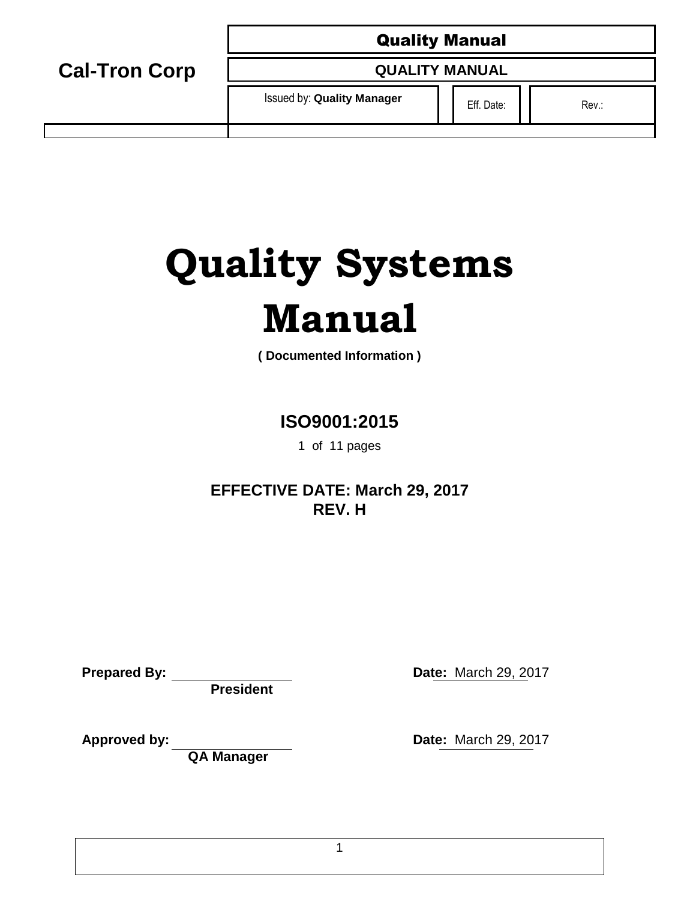# Quality Systems Manual

**( Documented Information )**

**ISO9001:2015**

**EFFECTIVE DATE: March 29, 2017**
**REV. H**

**Prepared By:** ________________ **Date:** March 29, 2017
**President**

**Approved by:** ________________ **Date:** March 29, 2017
**QA Manager**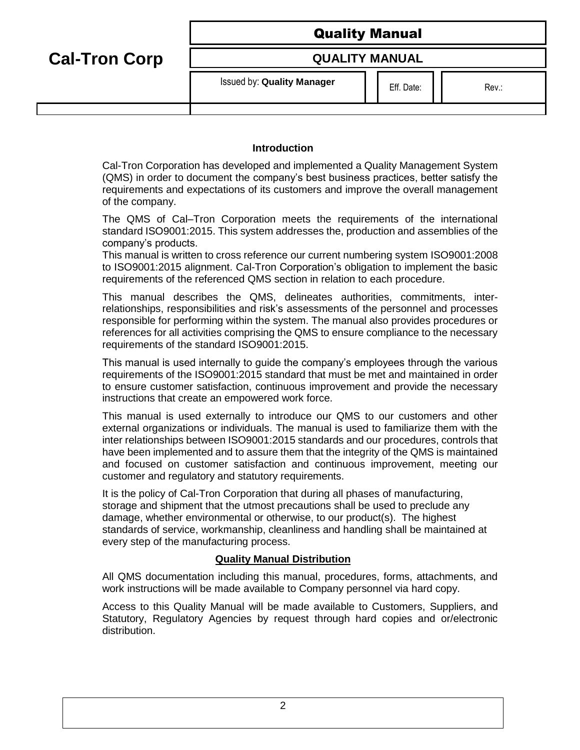## Introduction

Cal-Tron Corporation has developed and implemented a Quality Management System (QMS) in order to document the company's best business practices, better satisfy the requirements and expectations of its customers and improve the overall management of the company.

The QMS of Cal–Tron Corporation meets the requirements of the international standard ISO9001:2015. This system addresses the, production and assemblies of the company's products.
This manual is written to cross reference our current numbering system ISO9001:2008 to ISO9001:2015 alignment. Cal-Tron Corporation's obligation to implement the basic requirements of the referenced QMS section in relation to each procedure.

This manual describes the QMS, delineates authorities, commitments, inter-relationships, responsibilities and risk's assessments of the personnel and processes responsible for performing within the system. The manual also provides procedures or references for all activities comprising the QMS to ensure compliance to the necessary requirements of the standard ISO9001:2015.

This manual is used internally to guide the company's employees through the various requirements of the ISO9001:2015 standard that must be met and maintained in order to ensure customer satisfaction, continuous improvement and provide the necessary instructions that create an empowered work force.

This manual is used externally to introduce our QMS to our customers and other external organizations or individuals. The manual is used to familiarize them with the inter relationships between ISO9001:2015 standards and our procedures, controls that have been implemented and to assure them that the integrity of the QMS is maintained and focused on customer satisfaction and continuous improvement, meeting our customer and regulatory and statutory requirements.

It is the policy of Cal-Tron Corporation that during all phases of manufacturing, storage and shipment that the utmost precautions shall be used to preclude any damage, whether environmental or otherwise, to our product(s). The highest standards of service, workmanship, cleanliness and handling shall be maintained at every step of the manufacturing process.

## Quality Manual Distribution

All QMS documentation including this manual, procedures, forms, attachments, and work instructions will be made available to Company personnel via hard copy.

Access to this Quality Manual will be made available to Customers, Suppliers, and Statutory, Regulatory Agencies by request through hard copies and or/electronic distribution.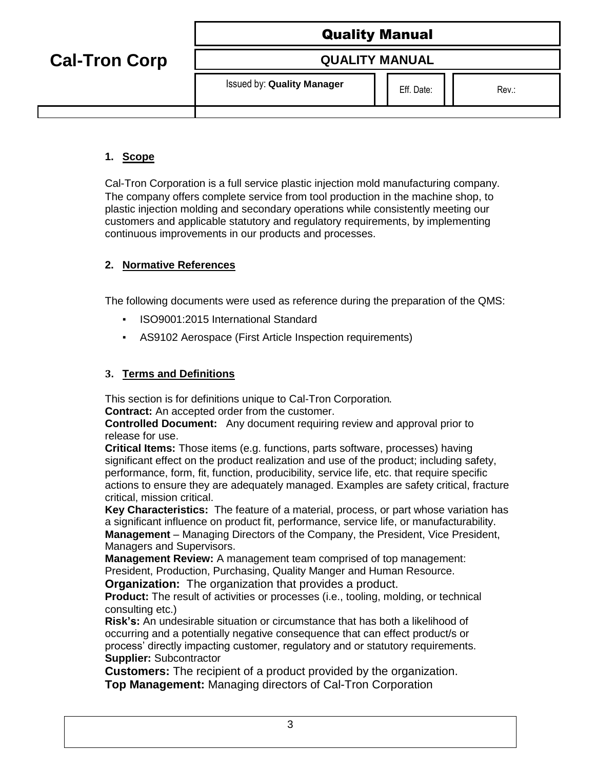## 1. Scope

Cal-Tron Corporation is a full service plastic injection mold manufacturing company. The company offers complete service from tool production in the machine shop, to plastic injection molding and secondary operations while consistently meeting our customers and applicable statutory and regulatory requirements, by implementing continuous improvements in our products and processes.

## 2. Normative References

The following documents were used as reference during the preparation of the QMS:

- ISO9001:2015 International Standard
- AS9102 Aerospace (First Article Inspection requirements)

## 3. Terms and Definitions

This section is for definitions unique to Cal-Tron Corporation.

**Contract:** An accepted order from the customer.

**Controlled Document:** Any document requiring review and approval prior to release for use.

**Critical Items:** Those items (e.g. functions, parts software, processes) having significant effect on the product realization and use of the product; including safety, performance, form, fit, function, producibility, service life, etc. that require specific actions to ensure they are adequately managed. Examples are safety critical, fracture critical, mission critical.

**Key Characteristics:** The feature of a material, process, or part whose variation has a significant influence on product fit, performance, service life, or manufacturability.

**Management** – Managing Directors of the Company, the President, Vice President, Managers and Supervisors.

**Management Review:** A management team comprised of top management: President, Production, Purchasing, Quality Manger and Human Resource.

**Organization:** The organization that provides a product.

**Product:** The result of activities or processes (i.e., tooling, molding, or technical consulting etc.)

**Risk's:** An undesirable situation or circumstance that has both a likelihood of occurring and a potentially negative consequence that can effect product/s or process' directly impacting customer, regulatory and or statutory requirements.

**Supplier:** Subcontractor

**Customers:** The recipient of a product provided by the organization.

**Top Management:** Managing directors of Cal-Tron Corporation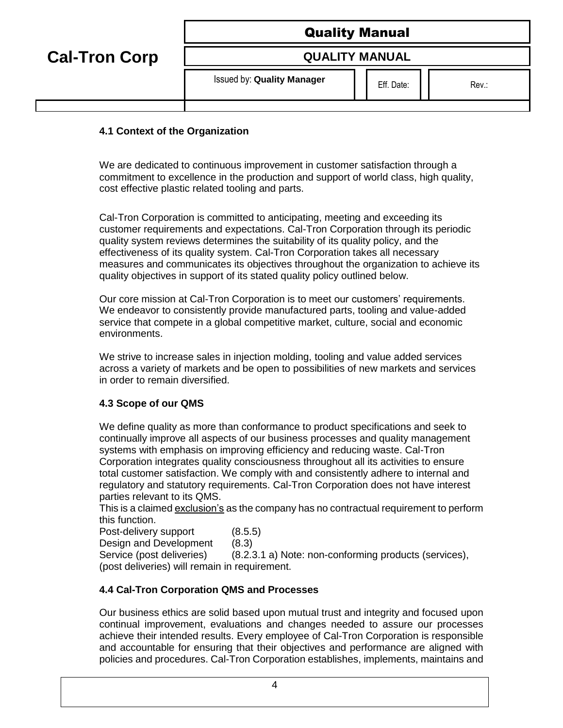### 4.1 Context of the Organization

We are dedicated to continuous improvement in customer satisfaction through a commitment to excellence in the production and support of world class, high quality, cost effective plastic related tooling and parts.

Cal-Tron Corporation is committed to anticipating, meeting and exceeding its customer requirements and expectations. Cal-Tron Corporation through its periodic quality system reviews determines the suitability of its quality policy, and the effectiveness of its quality system. Cal-Tron Corporation takes all necessary measures and communicates its objectives throughout the organization to achieve its quality objectives in support of its stated quality policy outlined below.

Our core mission at Cal-Tron Corporation is to meet our customers' requirements. We endeavor to consistently provide manufactured parts, tooling and value-added service that compete in a global competitive market, culture, social and economic environments.

We strive to increase sales in injection molding, tooling and value added services across a variety of markets and be open to possibilities of new markets and services in order to remain diversified.

### 4.3 Scope of our QMS

We define quality as more than conformance to product specifications and seek to continually improve all aspects of our business processes and quality management systems with emphasis on improving efficiency and reducing waste. Cal-Tron Corporation integrates quality consciousness throughout all its activities to ensure total customer satisfaction. We comply with and consistently adhere to internal and regulatory and statutory requirements. Cal-Tron Corporation does not have interest parties relevant to its QMS.
This is a claimed exclusion's as the company has no contractual requirement to perform this function.
Post-delivery support (8.5.5)
Design and Development (8.3)
Service (post deliveries) (8.2.3.1 a) Note: non-conforming products (services), (post deliveries) will remain in requirement.

### 4.4 Cal-Tron Corporation QMS and Processes

Our business ethics are solid based upon mutual trust and integrity and focused upon continual improvement, evaluations and changes needed to assure our processes achieve their intended results. Every employee of Cal-Tron Corporation is responsible and accountable for ensuring that their objectives and performance are aligned with policies and procedures. Cal-Tron Corporation establishes, implements, maintains and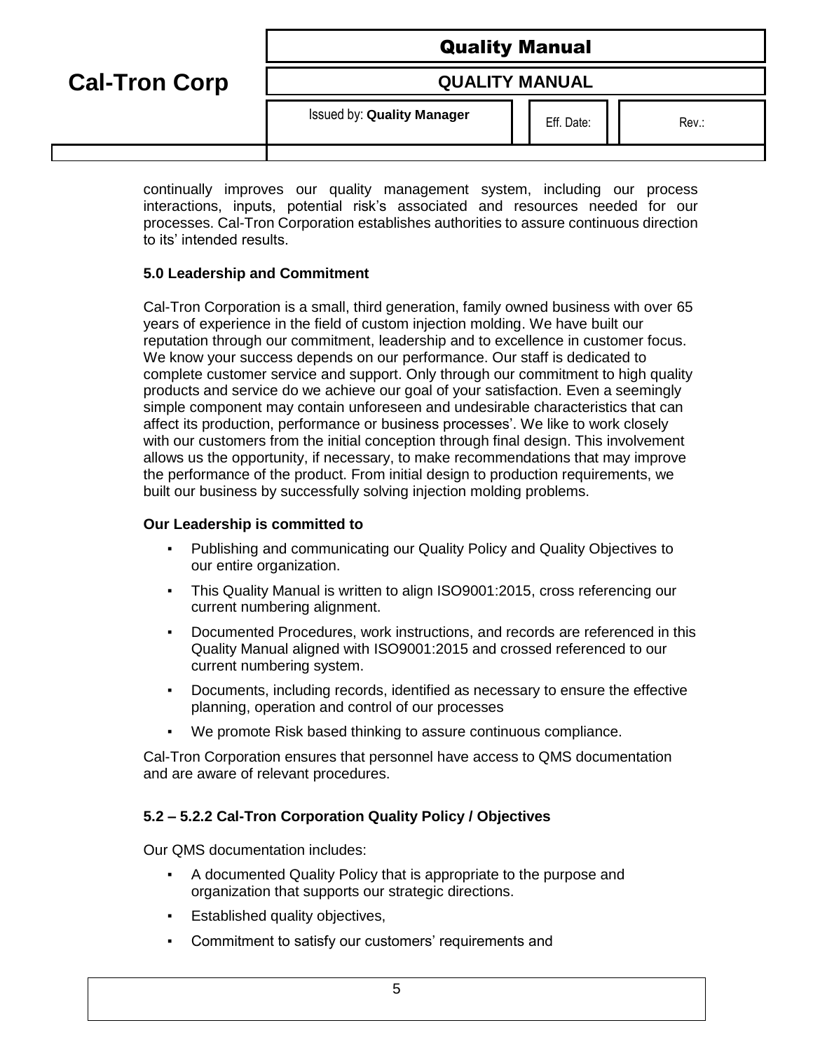continually improves our quality management system, including our process interactions, inputs, potential risk's associated and resources needed for our processes. Cal-Tron Corporation establishes authorities to assure continuous direction to its' intended results.

### 5.0 Leadership and Commitment

Cal-Tron Corporation is a small, third generation, family owned business with over 65 years of experience in the field of custom injection molding. We have built our reputation through our commitment, leadership and to excellence in customer focus. We know your success depends on our performance. Our staff is dedicated to complete customer service and support. Only through our commitment to high quality products and service do we achieve our goal of your satisfaction. Even a seemingly simple component may contain unforeseen and undesirable characteristics that can affect its production, performance or business processes'. We like to work closely with our customers from the initial conception through final design. This involvement allows us the opportunity, if necessary, to make recommendations that may improve the performance of the product. From initial design to production requirements, we built our business by successfully solving injection molding problems.

**Our Leadership is committed to**

- Publishing and communicating our Quality Policy and Quality Objectives to our entire organization.
- This Quality Manual is written to align ISO9001:2015, cross referencing our current numbering alignment.
- Documented Procedures, work instructions, and records are referenced in this Quality Manual aligned with ISO9001:2015 and crossed referenced to our current numbering system.
- Documents, including records, identified as necessary to ensure the effective planning, operation and control of our processes
- We promote Risk based thinking to assure continuous compliance.

Cal-Tron Corporation ensures that personnel have access to QMS documentation and are aware of relevant procedures.

### 5.2 – 5.2.2 Cal-Tron Corporation Quality Policy / Objectives

Our QMS documentation includes:

- A documented Quality Policy that is appropriate to the purpose and organization that supports our strategic directions.
- Established quality objectives,
- Commitment to satisfy our customers' requirements and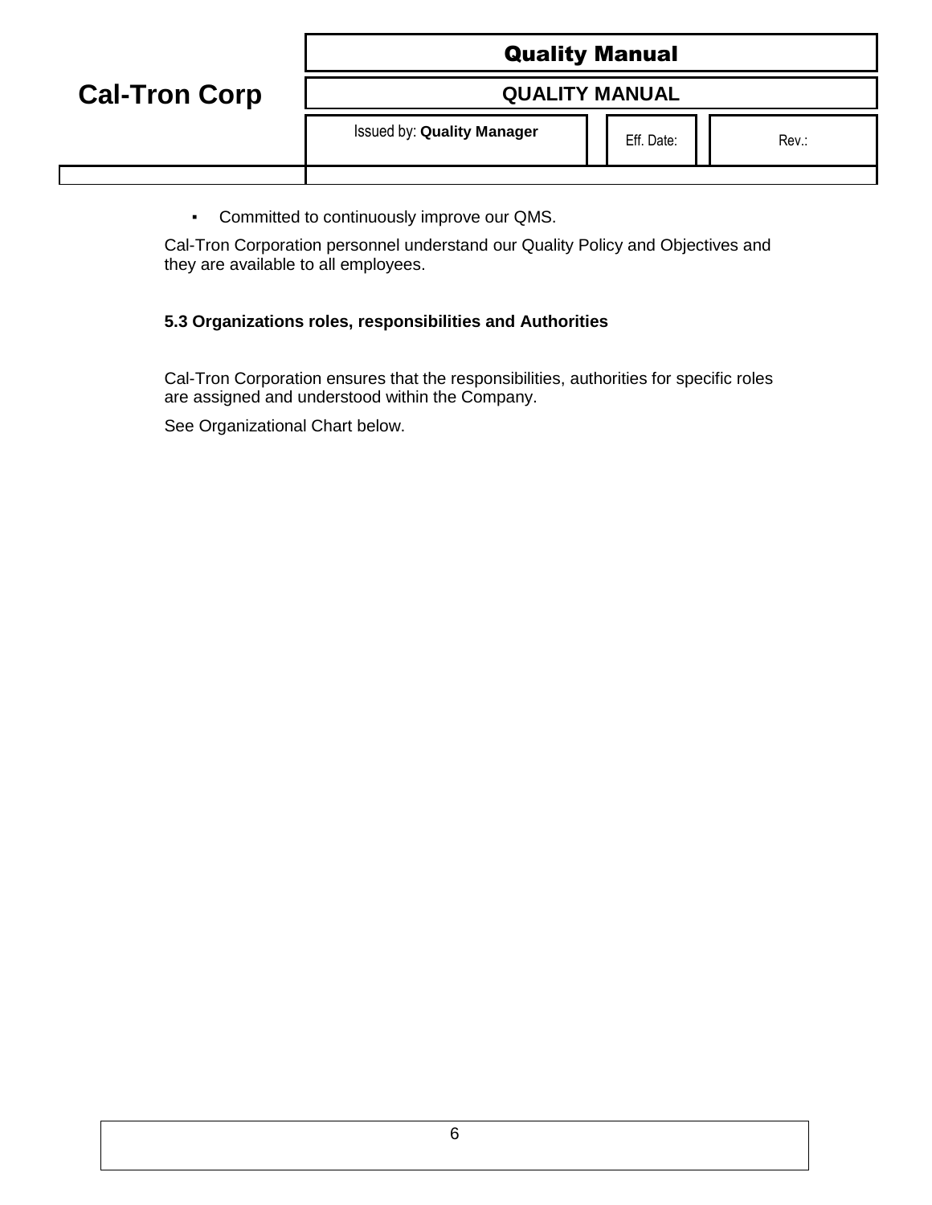- Committed to continuously improve our QMS.

Cal-Tron Corporation personnel understand our Quality Policy and Objectives and they are available to all employees.

**5.3 Organizations roles, responsibilities and Authorities**

Cal-Tron Corporation ensures that the responsibilities, authorities for specific roles are assigned and understood within the Company.

See Organizational Chart below.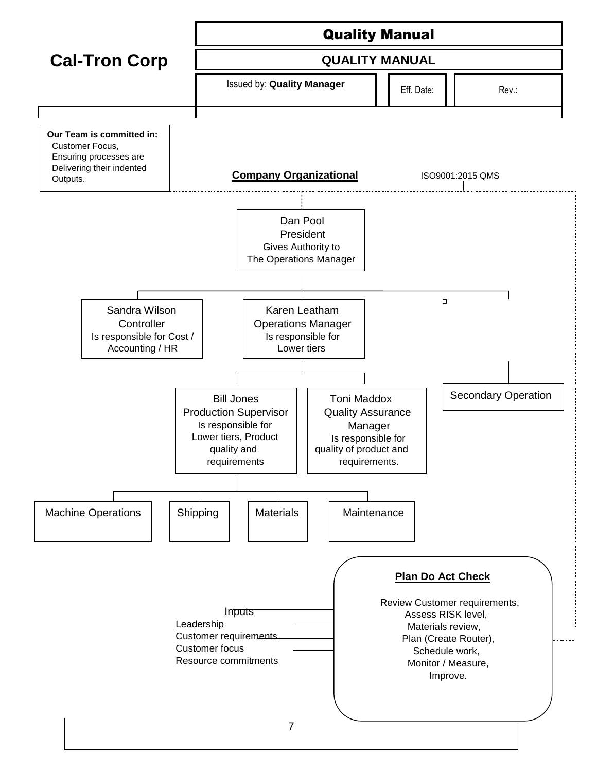**Cal-Tron Corp**

| Quality Manual | | |
|---|---|---|
| QUALITY MANUAL | | |
| Issued by: **Quality Manager** | Eff. Date: | Rev.: |

**Our Team is committed in:**
Customer Focus,
Ensuring processes are
Delivering their indented
Outputs.

**Company Organizational**

ISO9001:2015 QMS

Dan Pool
President
Gives Authority to
The Operations Manager

Sandra Wilson
Controller
Is responsible for Cost / Accounting / HR

Karen Leatham
Operations Manager
Is responsible for
Lower tiers

Secondary Operation

Bill Jones
Production Supervisor
Is responsible for
Lower tiers, Product quality and requirements

Toni Maddox
Quality Assurance Manager
Is responsible for
quality of product and requirements.

Machine Operations

Shipping

Materials

Maintenance

**Plan Do Act Check**

Review Customer requirements,
Assess RISK level,
Materials review,
Plan (Create Router),
Schedule work,
Monitor / Measure,
Improve.

Inputs
Leadership
Customer requirements
Customer focus
Resource commitments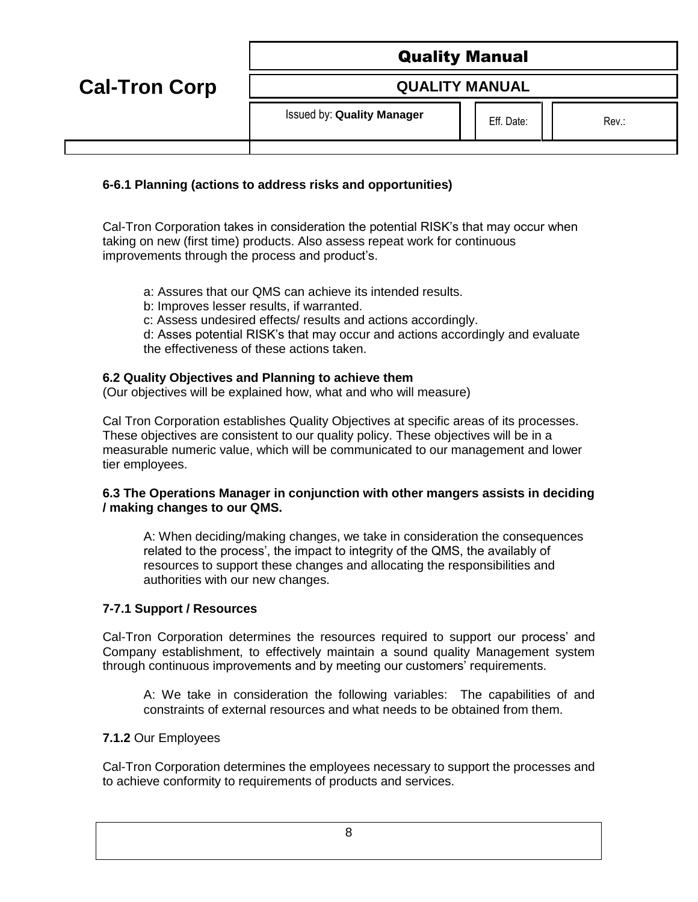**6-6.1 Planning (actions to address risks and opportunities)**

Cal-Tron Corporation takes in consideration the potential RISK's that may occur when taking on new (first time) products. Also assess repeat work for continuous improvements through the process and product's.

a: Assures that our QMS can achieve its intended results.
b: Improves lesser results, if warranted.
c: Assess undesired effects/ results and actions accordingly.
d: Asses potential RISK's that may occur and actions accordingly and evaluate the effectiveness of these actions taken.

**6.2 Quality Objectives and Planning to achieve them**
(Our objectives will be explained how, what and who will measure)

Cal Tron Corporation establishes Quality Objectives at specific areas of its processes. These objectives are consistent to our quality policy. These objectives will be in a measurable numeric value, which will be communicated to our management and lower tier employees.

**6.3 The Operations Manager in conjunction with other mangers assists in deciding / making changes to our QMS.**

A: When deciding/making changes, we take in consideration the consequences related to the process', the impact to integrity of the QMS, the availably of resources to support these changes and allocating the responsibilities and authorities with our new changes.

**7-7.1 Support / Resources**

Cal-Tron Corporation determines the resources required to support our process' and Company establishment, to effectively maintain a sound quality Management system through continuous improvements and by meeting our customers' requirements.

A: We take in consideration the following variables: The capabilities of and constraints of external resources and what needs to be obtained from them.

**7.1.2** Our Employees

Cal-Tron Corporation determines the employees necessary to support the processes and to achieve conformity to requirements of products and services.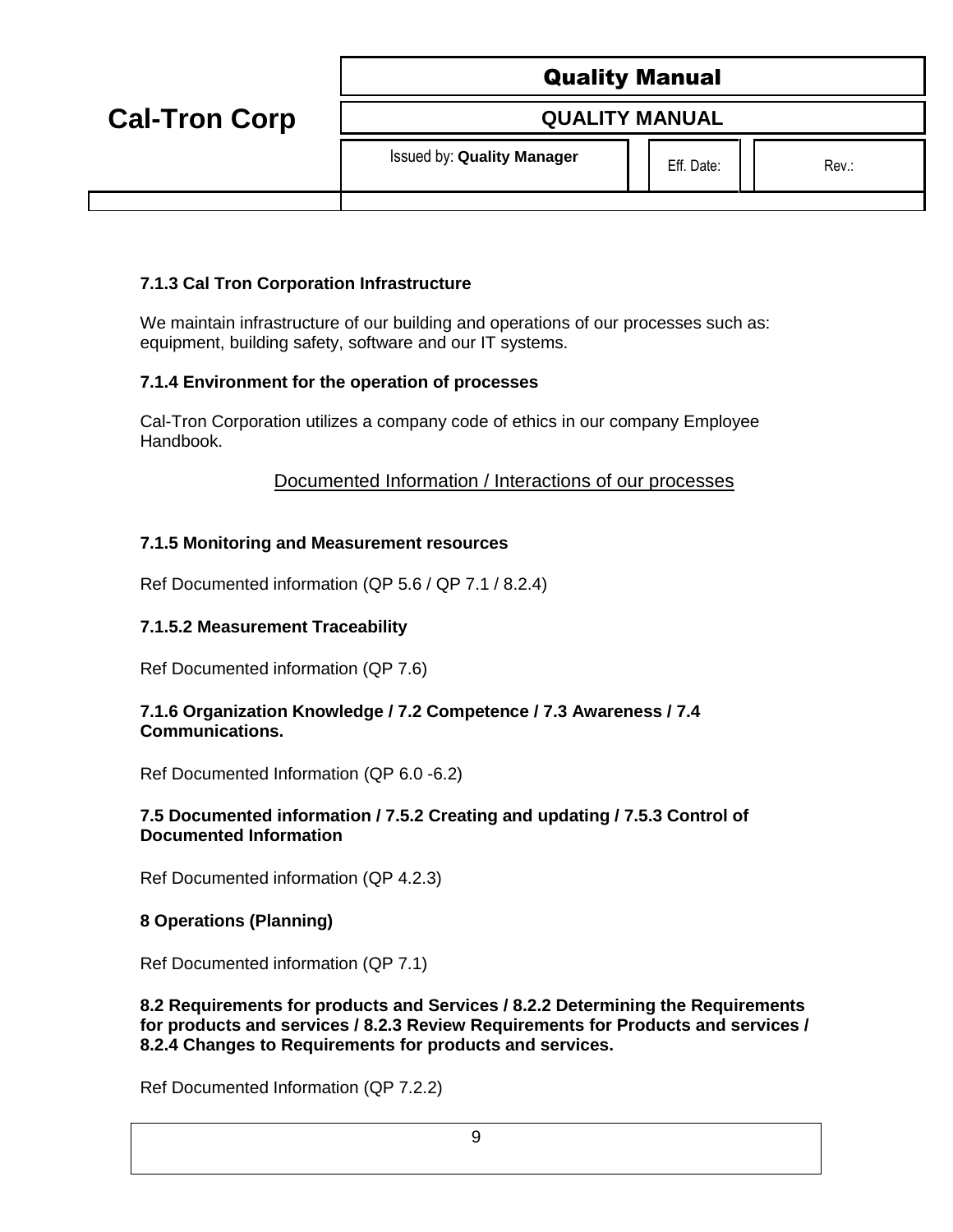**7.1.3 Cal Tron Corporation Infrastructure**

We maintain infrastructure of our building and operations of our processes such as: equipment, building safety, software and our IT systems.

**7.1.4 Environment for the operation of processes**

Cal-Tron Corporation utilizes a company code of ethics in our company Employee Handbook.

<u>Documented Information / Interactions of our processes</u>

**7.1.5 Monitoring and Measurement resources**

Ref Documented information (QP 5.6 / QP 7.1 / 8.2.4)

**7.1.5.2 Measurement Traceability**

Ref Documented information (QP 7.6)

**7.1.6 Organization Knowledge / 7.2 Competence / 7.3 Awareness / 7.4 Communications.**

Ref Documented Information (QP 6.0 -6.2)

**7.5 Documented information / 7.5.2 Creating and updating / 7.5.3 Control of Documented Information**

Ref Documented information (QP 4.2.3)

**8 Operations (Planning)**

Ref Documented information (QP 7.1)

**8.2 Requirements for products and Services / 8.2.2 Determining the Requirements for products and services / 8.2.3 Review Requirements for Products and services / 8.2.4 Changes to Requirements for products and services.**

Ref Documented Information (QP 7.2.2)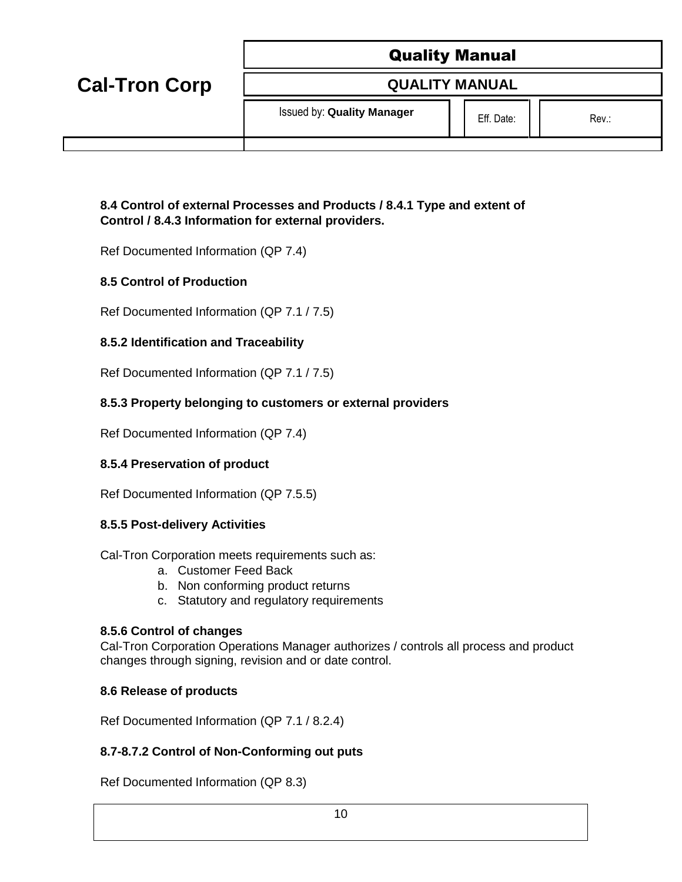**8.4 Control of external Processes and Products / 8.4.1 Type and extent of Control / 8.4.3 Information for external providers.**

Ref Documented Information (QP 7.4)

**8.5 Control of Production**

Ref Documented Information (QP 7.1 / 7.5)

**8.5.2 Identification and Traceability**

Ref Documented Information (QP 7.1 / 7.5)

**8.5.3 Property belonging to customers or external providers**

Ref Documented Information (QP 7.4)

**8.5.4 Preservation of product**

Ref Documented Information (QP 7.5.5)

**8.5.5 Post-delivery Activities**

Cal-Tron Corporation meets requirements such as:

a. Customer Feed Back
b. Non conforming product returns
c. Statutory and regulatory requirements

**8.5.6 Control of changes**
Cal-Tron Corporation Operations Manager authorizes / controls all process and product changes through signing, revision and or date control.

**8.6 Release of products**

Ref Documented Information (QP 7.1 / 8.2.4)

**8.7-8.7.2 Control of Non-Conforming out puts**

Ref Documented Information (QP 8.3)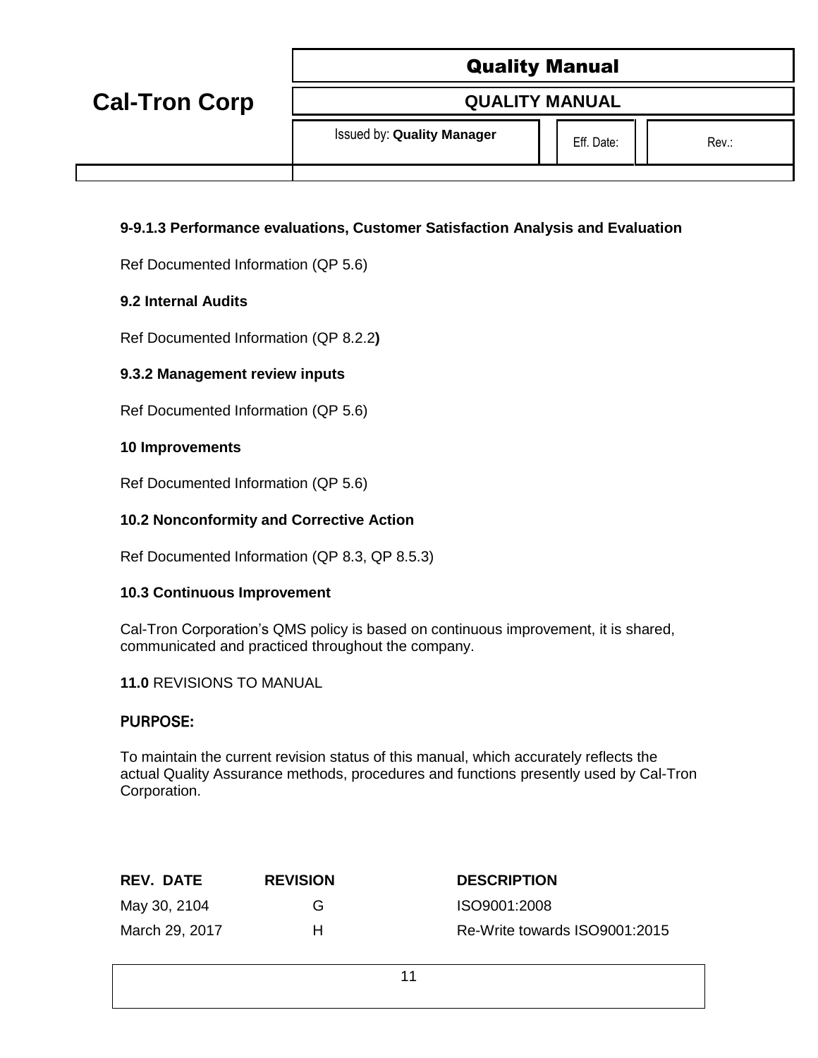**9-9.1.3 Performance evaluations, Customer Satisfaction Analysis and Evaluation**

Ref Documented Information (QP 5.6)

**9.2 Internal Audits**

Ref Documented Information (QP 8.2.2**)**

**9.3.2 Management review inputs**

Ref Documented Information (QP 5.6)

**10 Improvements**

Ref Documented Information (QP 5.6)

**10.2 Nonconformity and Corrective Action**

Ref Documented Information (QP 8.3, QP 8.5.3)

**10.3 Continuous Improvement**

Cal-Tron Corporation's QMS policy is based on continuous improvement, it is shared, communicated and practiced throughout the company.

**11.0** REVISIONS TO MANUAL

**PURPOSE:**

To maintain the current revision status of this manual, which accurately reflects the actual Quality Assurance methods, procedures and functions presently used by Cal-Tron Corporation.

| REV. DATE | REVISION | DESCRIPTION |
|---|---|---|
| May 30, 2104 | G | ISO9001:2008 |
| March 29, 2017 | H | Re-Write towards ISO9001:2015 |